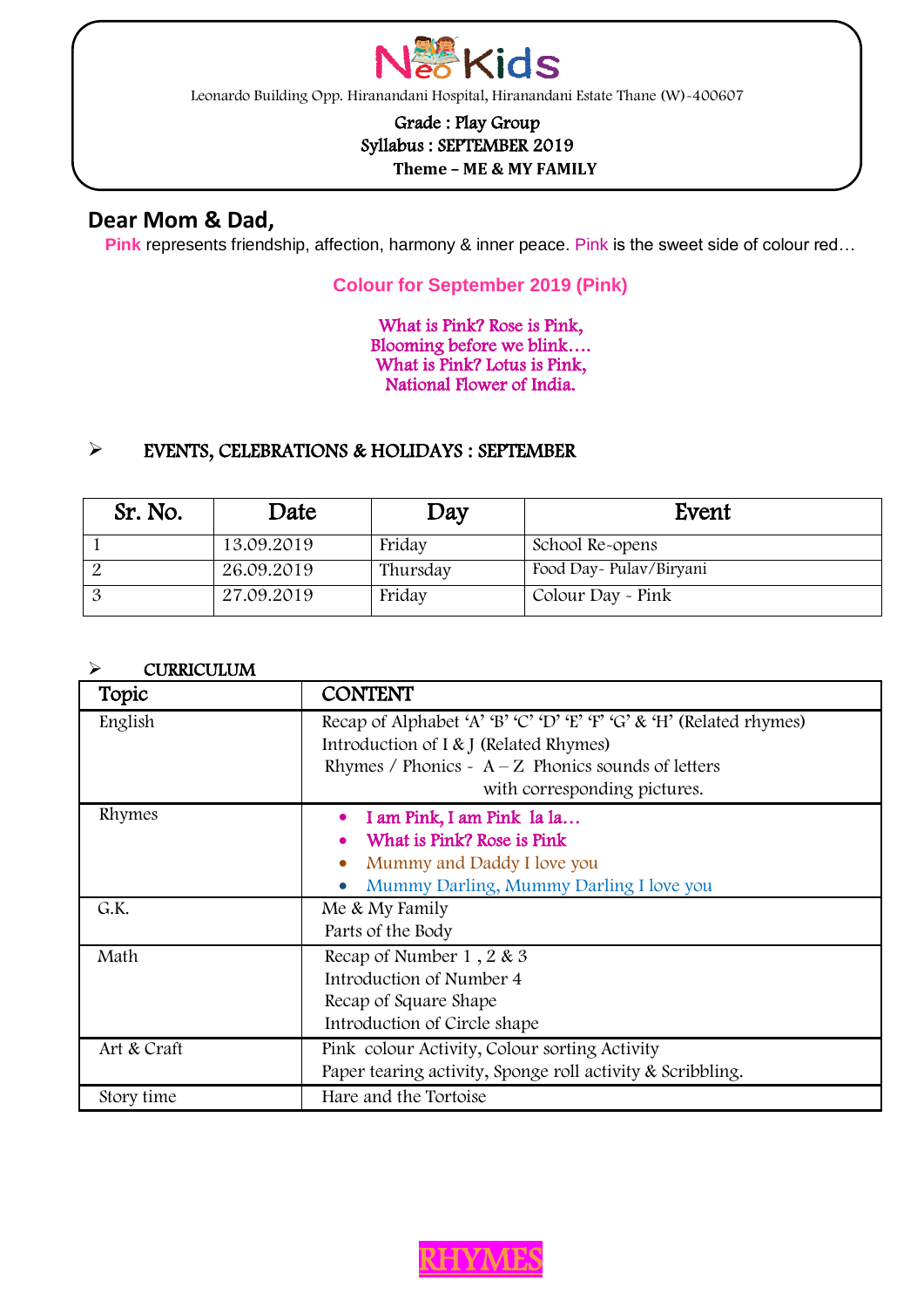# NeoKids

Leonardo Building Opp. Hiranandani Hospital, Hiranandani Estate Thane (W)-400607

**Grade : Play Group**
**Syllabus : SEPTEMBER 2019**
**Theme – ME & MY FAMILY**

## Dear Mom & Dad,

**Pink** represents friendship, affection, harmony & inner peace. Pink is the sweet side of colour red…

### Colour for September 2019 (Pink)

What is Pink? Rose is Pink,
Blooming before we blink….
What is Pink? Lotus is Pink,
National Flower of India.

- **EVENTS, CELEBRATIONS & HOLIDAYS : SEPTEMBER**

| Sr. No. | Date | Day | Event |
|---|---|---|---|
| 1 | 13.09.2019 | Friday | School Re-opens |
| 2 | 26.09.2019 | Thursday | Food Day- Pulav/Biryani |
| 3 | 27.09.2019 | Friday | Colour Day - Pink |

- **CURRICULUM**

| Topic | CONTENT |
|---|---|
| English | Recap of Alphabet 'A' 'B' 'C' 'D' 'E' 'F' 'G' & 'H' (Related rhymes)<br>Introduction of I & J (Related Rhymes)<br>Rhymes / Phonics - A – Z Phonics sounds of letters with corresponding pictures. |
| Rhymes | • I am Pink, I am Pink la la…<br>• What is Pink? Rose is Pink<br>• Mummy and Daddy I love you<br>• Mummy Darling, Mummy Darling I love you |
| G.K. | Me & My Family<br>Parts of the Body |
| Math | Recap of Number 1 , 2 & 3<br>Introduction of Number 4<br>Recap of Square Shape<br>Introduction of Circle shape |
| Art & Craft | Pink colour Activity, Colour sorting Activity<br>Paper tearing activity, Sponge roll activity & Scribbling. |
| Story time | Hare and the Tortoise |

## RHYMES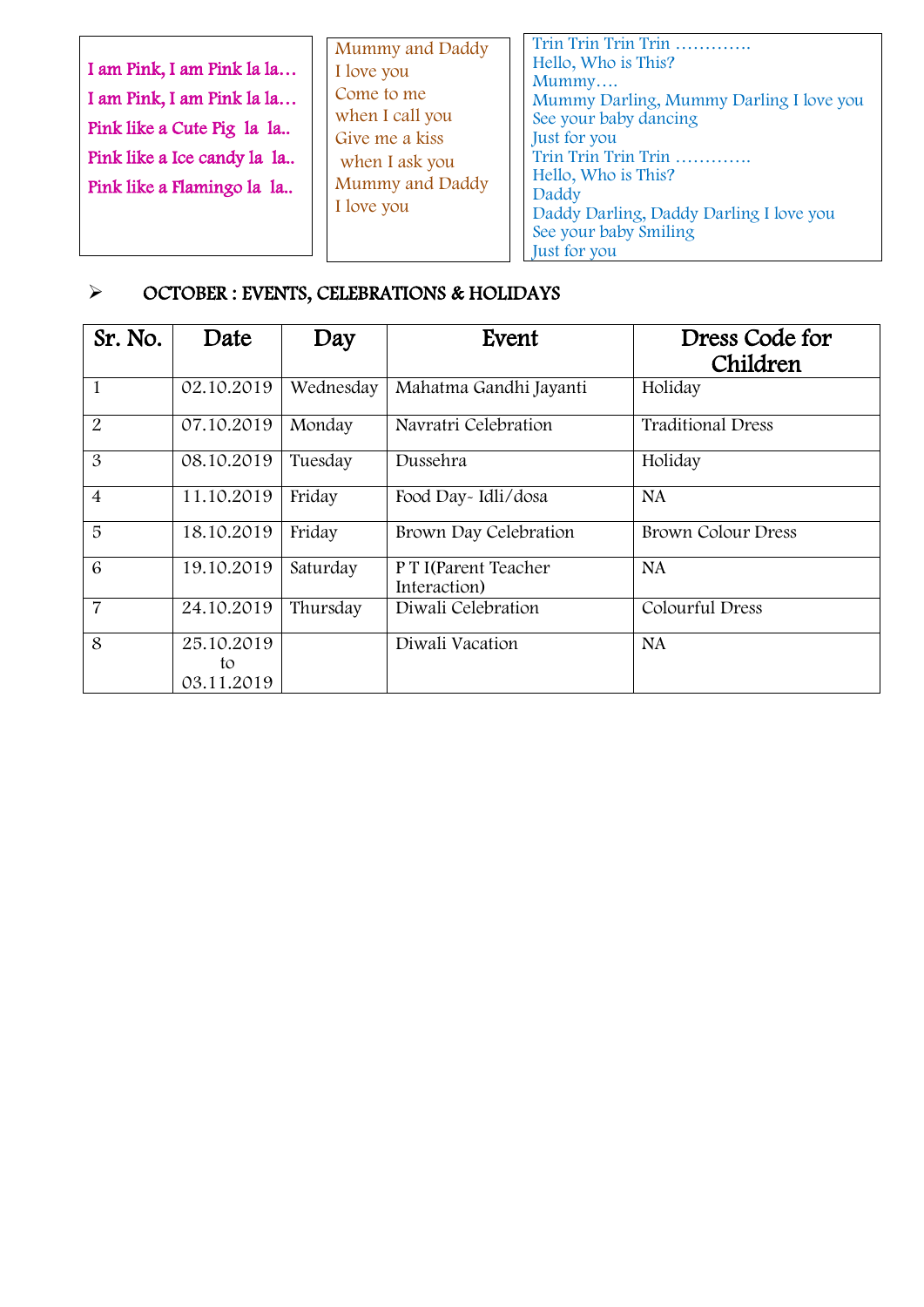I am Pink, I am Pink la la…
I am Pink, I am Pink la la…
Pink like a Cute Pig la la..
Pink like a Ice candy la la..
Pink like a Flamingo la la..

Mummy and Daddy
I love you
Come to me
when I call you
Give me a kiss
when I ask you
Mummy and Daddy
I love you

Trin Trin Trin Trin ………….
Hello, Who is This?
Mummy….
Mummy Darling, Mummy Darling I love you
See your baby dancing
Just for you
Trin Trin Trin Trin ………….
Hello, Who is This?
Daddy
Daddy Darling, Daddy Darling I love you
See your baby Smiling
Just for you

## OCTOBER : EVENTS, CELEBRATIONS & HOLIDAYS

| Sr. No. | Date | Day | Event | Dress Code for Children |
|---|---|---|---|---|
| 1 | 02.10.2019 | Wednesday | Mahatma Gandhi Jayanti | Holiday |
| 2 | 07.10.2019 | Monday | Navratri Celebration | Traditional Dress |
| 3 | 08.10.2019 | Tuesday | Dussehra | Holiday |
| 4 | 11.10.2019 | Friday | Food Day- Idli/dosa | NA |
| 5 | 18.10.2019 | Friday | Brown Day Celebration | Brown Colour Dress |
| 6 | 19.10.2019 | Saturday | P T I(Parent Teacher Interaction) | NA |
| 7 | 24.10.2019 | Thursday | Diwali Celebration | Colourful Dress |
| 8 | 25.10.2019 to 03.11.2019 | | Diwali Vacation | NA |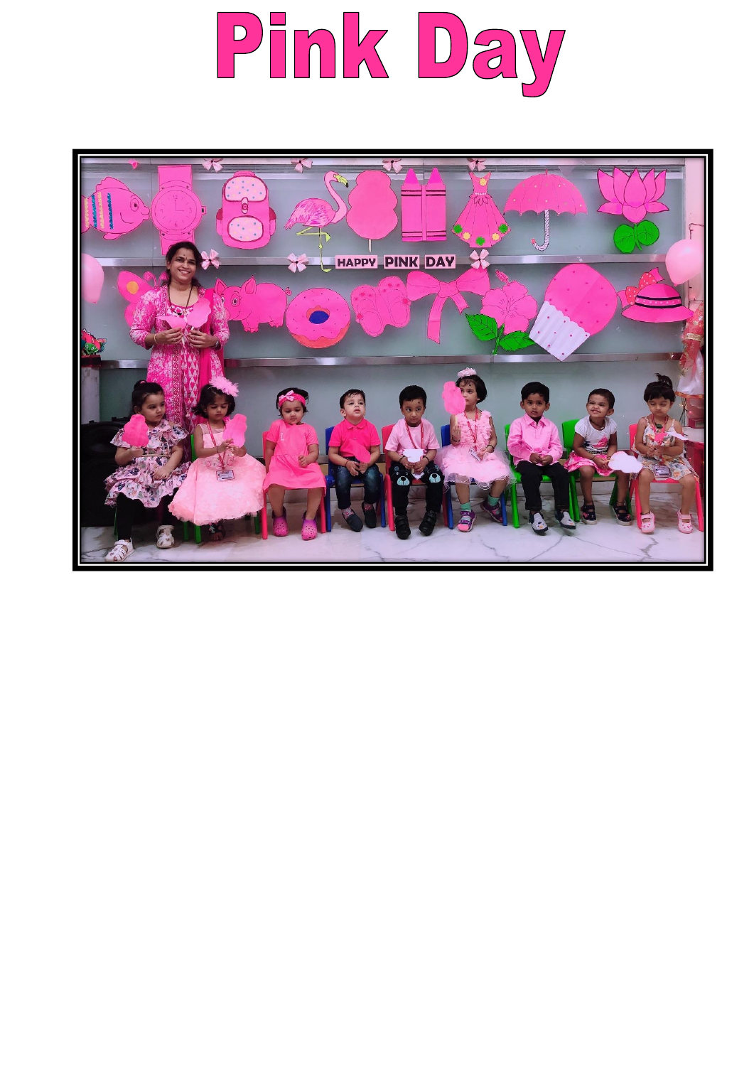# Pink Day